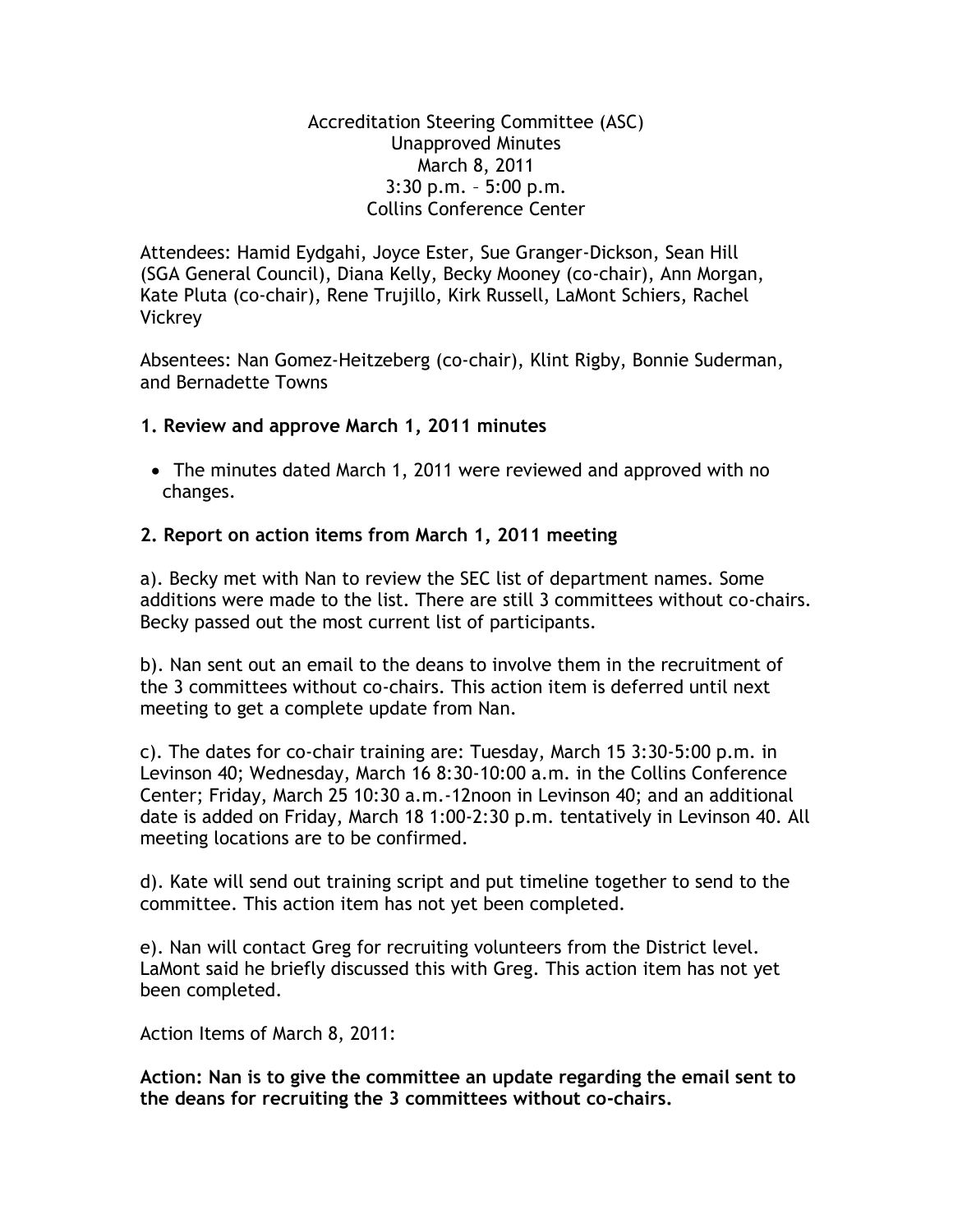Accreditation Steering Committee (ASC)
Unapproved Minutes
March 8, 2011
3:30 p.m. – 5:00 p.m.
Collins Conference Center

Attendees: Hamid Eydgahi, Joyce Ester, Sue Granger-Dickson, Sean Hill (SGA General Council), Diana Kelly, Becky Mooney (co-chair), Ann Morgan, Kate Pluta (co-chair), Rene Trujillo, Kirk Russell, LaMont Schiers, Rachel Vickrey

Absentees: Nan Gomez-Heitzeberg (co-chair), Klint Rigby, Bonnie Suderman, and Bernadette Towns

**1. Review and approve March 1, 2011 minutes**

- The minutes dated March 1, 2011 were reviewed and approved with no changes.

**2. Report on action items from March 1, 2011 meeting**

a). Becky met with Nan to review the SEC list of department names. Some additions were made to the list. There are still 3 committees without co-chairs. Becky passed out the most current list of participants.

b). Nan sent out an email to the deans to involve them in the recruitment of the 3 committees without co-chairs. This action item is deferred until next meeting to get a complete update from Nan.

c). The dates for co-chair training are: Tuesday, March 15 3:30-5:00 p.m. in Levinson 40; Wednesday, March 16 8:30-10:00 a.m. in the Collins Conference Center; Friday, March 25 10:30 a.m.-12noon in Levinson 40; and an additional date is added on Friday, March 18 1:00-2:30 p.m. tentatively in Levinson 40. All meeting locations are to be confirmed.

d). Kate will send out training script and put timeline together to send to the committee. This action item has not yet been completed.

e). Nan will contact Greg for recruiting volunteers from the District level. LaMont said he briefly discussed this with Greg. This action item has not yet been completed.

Action Items of March 8, 2011:

**Action: Nan is to give the committee an update regarding the email sent to the deans for recruiting the 3 committees without co-chairs.**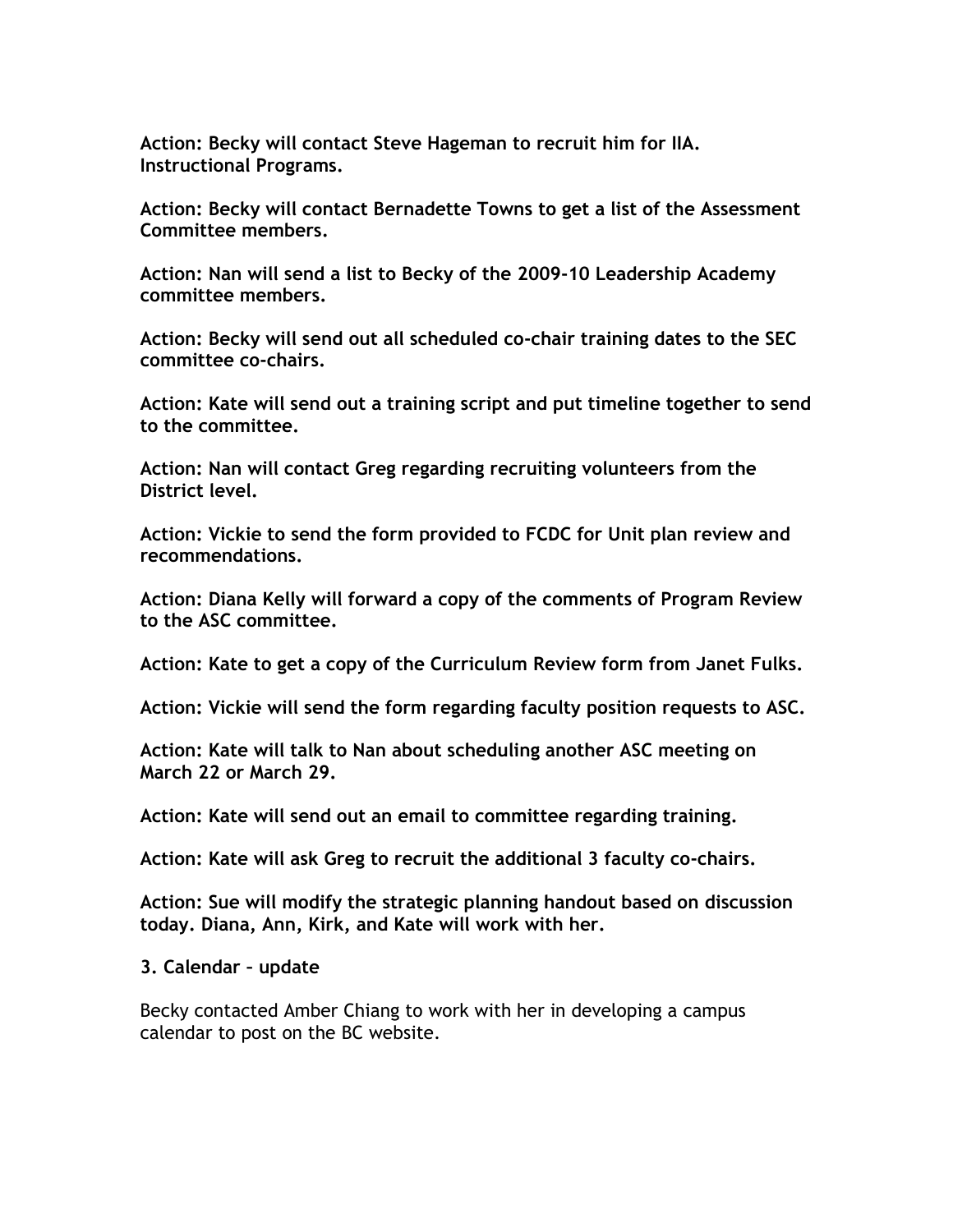**Action: Becky will contact Steve Hageman to recruit him for IIA. Instructional Programs.**

**Action: Becky will contact Bernadette Towns to get a list of the Assessment Committee members.**

**Action: Nan will send a list to Becky of the 2009-10 Leadership Academy committee members.**

**Action: Becky will send out all scheduled co-chair training dates to the SEC committee co-chairs.**

**Action: Kate will send out a training script and put timeline together to send to the committee.**

**Action: Nan will contact Greg regarding recruiting volunteers from the District level.**

**Action: Vickie to send the form provided to FCDC for Unit plan review and recommendations.**

**Action: Diana Kelly will forward a copy of the comments of Program Review to the ASC committee.**

**Action: Kate to get a copy of the Curriculum Review form from Janet Fulks.**

**Action: Vickie will send the form regarding faculty position requests to ASC.**

**Action: Kate will talk to Nan about scheduling another ASC meeting on March 22 or March 29.**

**Action: Kate will send out an email to committee regarding training.**

**Action: Kate will ask Greg to recruit the additional 3 faculty co-chairs.**

**Action: Sue will modify the strategic planning handout based on discussion today. Diana, Ann, Kirk, and Kate will work with her.**

**3. Calendar – update**

Becky contacted Amber Chiang to work with her in developing a campus calendar to post on the BC website.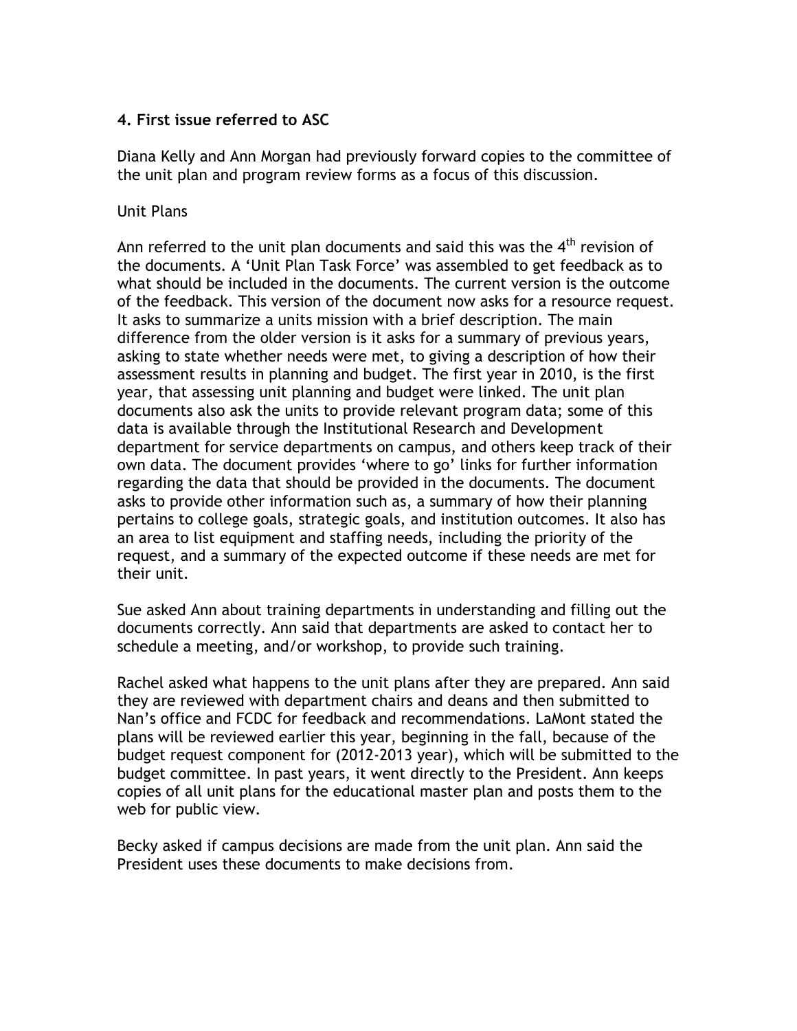## 4. First issue referred to ASC

Diana Kelly and Ann Morgan had previously forward copies to the committee of the unit plan and program review forms as a focus of this discussion.

Unit Plans

Ann referred to the unit plan documents and said this was the 4th revision of the documents. A 'Unit Plan Task Force' was assembled to get feedback as to what should be included in the documents. The current version is the outcome of the feedback. This version of the document now asks for a resource request. It asks to summarize a units mission with a brief description. The main difference from the older version is it asks for a summary of previous years, asking to state whether needs were met, to giving a description of how their assessment results in planning and budget. The first year in 2010, is the first year, that assessing unit planning and budget were linked. The unit plan documents also ask the units to provide relevant program data; some of this data is available through the Institutional Research and Development department for service departments on campus, and others keep track of their own data. The document provides 'where to go' links for further information regarding the data that should be provided in the documents. The document asks to provide other information such as, a summary of how their planning pertains to college goals, strategic goals, and institution outcomes. It also has an area to list equipment and staffing needs, including the priority of the request, and a summary of the expected outcome if these needs are met for their unit.

Sue asked Ann about training departments in understanding and filling out the documents correctly. Ann said that departments are asked to contact her to schedule a meeting, and/or workshop, to provide such training.

Rachel asked what happens to the unit plans after they are prepared. Ann said they are reviewed with department chairs and deans and then submitted to Nan's office and FCDC for feedback and recommendations. LaMont stated the plans will be reviewed earlier this year, beginning in the fall, because of the budget request component for (2012-2013 year), which will be submitted to the budget committee. In past years, it went directly to the President. Ann keeps copies of all unit plans for the educational master plan and posts them to the web for public view.

Becky asked if campus decisions are made from the unit plan. Ann said the President uses these documents to make decisions from.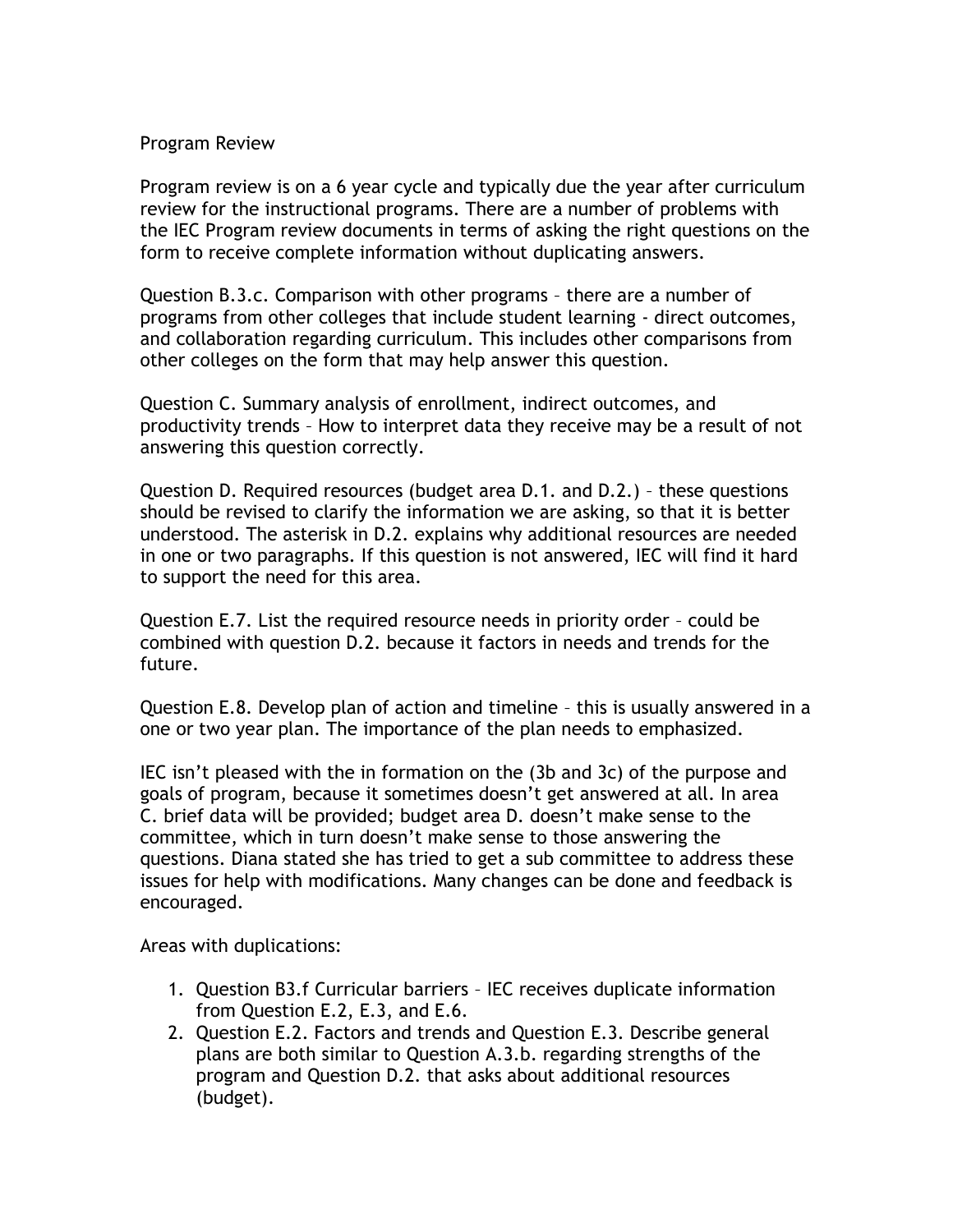Program Review

Program review is on a 6 year cycle and typically due the year after curriculum review for the instructional programs. There are a number of problems with the IEC Program review documents in terms of asking the right questions on the form to receive complete information without duplicating answers.

Question B.3.c. Comparison with other programs – there are a number of programs from other colleges that include student learning - direct outcomes, and collaboration regarding curriculum. This includes other comparisons from other colleges on the form that may help answer this question.

Question C. Summary analysis of enrollment, indirect outcomes, and productivity trends – How to interpret data they receive may be a result of not answering this question correctly.

Question D. Required resources (budget area D.1. and D.2.) – these questions should be revised to clarify the information we are asking, so that it is better understood. The asterisk in D.2. explains why additional resources are needed in one or two paragraphs. If this question is not answered, IEC will find it hard to support the need for this area.

Question E.7. List the required resource needs in priority order – could be combined with question D.2. because it factors in needs and trends for the future.

Question E.8. Develop plan of action and timeline – this is usually answered in a one or two year plan. The importance of the plan needs to emphasized.

IEC isn't pleased with the in formation on the (3b and 3c) of the purpose and goals of program, because it sometimes doesn't get answered at all. In area C. brief data will be provided; budget area D. doesn't make sense to the committee, which in turn doesn't make sense to those answering the questions. Diana stated she has tried to get a sub committee to address these issues for help with modifications. Many changes can be done and feedback is encouraged.

Areas with duplications:

1. Question B3.f Curricular barriers – IEC receives duplicate information from Question E.2, E.3, and E.6.
2. Question E.2. Factors and trends and Question E.3. Describe general plans are both similar to Question A.3.b. regarding strengths of the program and Question D.2. that asks about additional resources (budget).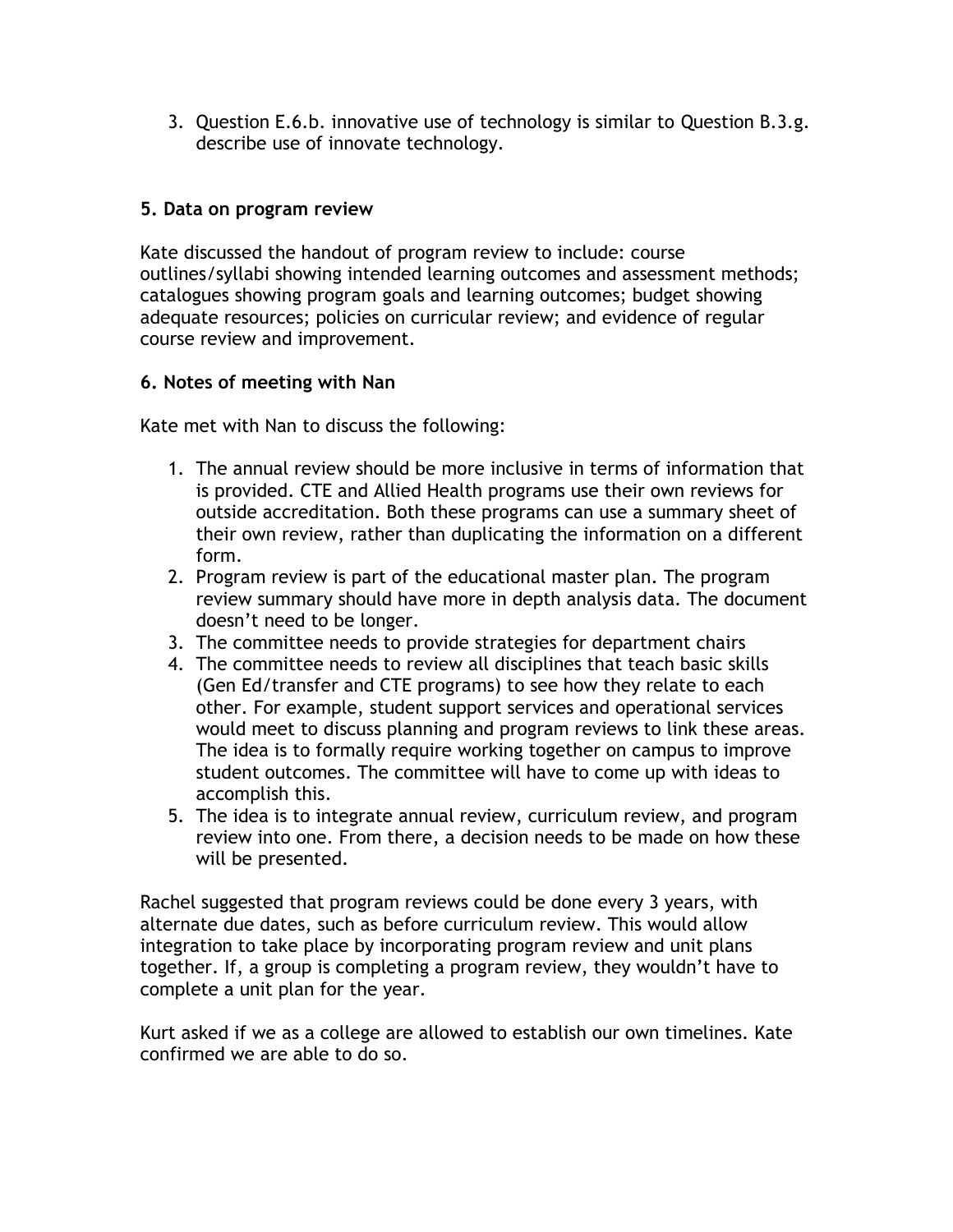3. Question E.6.b. innovative use of technology is similar to Question B.3.g. describe use of innovate technology.

**5. Data on program review**

Kate discussed the handout of program review to include: course outlines/syllabi showing intended learning outcomes and assessment methods; catalogues showing program goals and learning outcomes; budget showing adequate resources; policies on curricular review; and evidence of regular course review and improvement.

**6. Notes of meeting with Nan**

Kate met with Nan to discuss the following:

1. The annual review should be more inclusive in terms of information that is provided. CTE and Allied Health programs use their own reviews for outside accreditation. Both these programs can use a summary sheet of their own review, rather than duplicating the information on a different form.
2. Program review is part of the educational master plan. The program review summary should have more in depth analysis data. The document doesn't need to be longer.
3. The committee needs to provide strategies for department chairs
4. The committee needs to review all disciplines that teach basic skills (Gen Ed/transfer and CTE programs) to see how they relate to each other. For example, student support services and operational services would meet to discuss planning and program reviews to link these areas. The idea is to formally require working together on campus to improve student outcomes. The committee will have to come up with ideas to accomplish this.
5. The idea is to integrate annual review, curriculum review, and program review into one. From there, a decision needs to be made on how these will be presented.

Rachel suggested that program reviews could be done every 3 years, with alternate due dates, such as before curriculum review. This would allow integration to take place by incorporating program review and unit plans together. If, a group is completing a program review, they wouldn't have to complete a unit plan for the year.

Kurt asked if we as a college are allowed to establish our own timelines. Kate confirmed we are able to do so.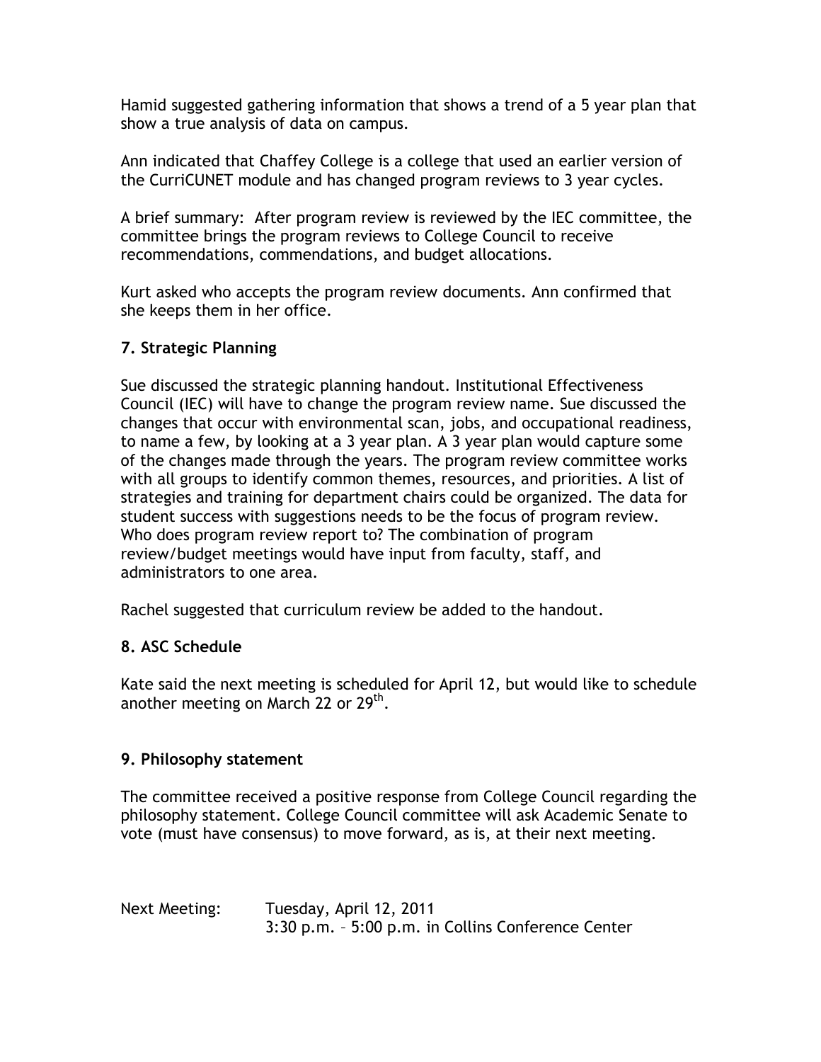Hamid suggested gathering information that shows a trend of a 5 year plan that show a true analysis of data on campus.

Ann indicated that Chaffey College is a college that used an earlier version of the CurriCUNET module and has changed program reviews to 3 year cycles.

A brief summary: After program review is reviewed by the IEC committee, the committee brings the program reviews to College Council to receive recommendations, commendations, and budget allocations.

Kurt asked who accepts the program review documents. Ann confirmed that she keeps them in her office.

**7. Strategic Planning**

Sue discussed the strategic planning handout. Institutional Effectiveness Council (IEC) will have to change the program review name. Sue discussed the changes that occur with environmental scan, jobs, and occupational readiness, to name a few, by looking at a 3 year plan. A 3 year plan would capture some of the changes made through the years. The program review committee works with all groups to identify common themes, resources, and priorities. A list of strategies and training for department chairs could be organized. The data for student success with suggestions needs to be the focus of program review. Who does program review report to? The combination of program review/budget meetings would have input from faculty, staff, and administrators to one area.

Rachel suggested that curriculum review be added to the handout.

**8. ASC Schedule**

Kate said the next meeting is scheduled for April 12, but would like to schedule another meeting on March 22 or 29th.

**9. Philosophy statement**

The committee received a positive response from College Council regarding the philosophy statement. College Council committee will ask Academic Senate to vote (must have consensus) to move forward, as is, at their next meeting.

Next Meeting: Tuesday, April 12, 2011
3:30 p.m. – 5:00 p.m. in Collins Conference Center